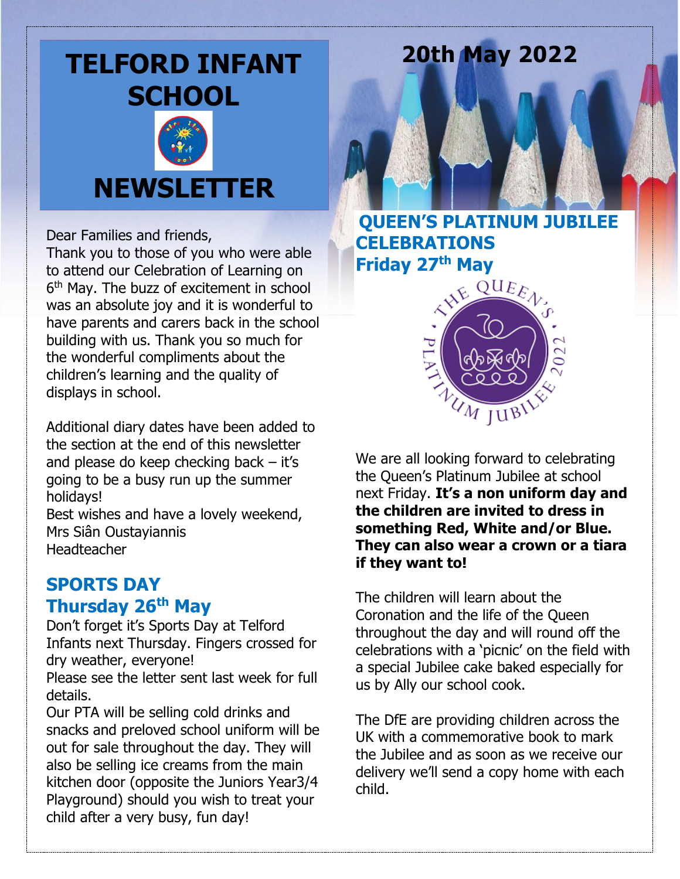# TELFORD INFANT SCHOOL NEWSLETTER

## 20th May 2022

Dear Families and friends,
Thank you to those of you who were able to attend our Celebration of Learning on 6th May. The buzz of excitement in school was an absolute joy and it is wonderful to have parents and carers back in the school building with us. Thank you so much for the wonderful compliments about the children's learning and the quality of displays in school.

Additional diary dates have been added to the section at the end of this newsletter and please do keep checking back – it's going to be a busy run up the summer holidays!
Best wishes and have a lovely weekend,
Mrs Siân Oustayiannis
Headteacher

## SPORTS DAY
## Thursday 26th May

Don't forget it's Sports Day at Telford Infants next Thursday. Fingers crossed for dry weather, everyone!
Please see the letter sent last week for full details.
Our PTA will be selling cold drinks and snacks and preloved school uniform will be out for sale throughout the day. They will also be selling ice creams from the main kitchen door (opposite the Juniors Year3/4 Playground) should you wish to treat your child after a very busy, fun day!

## QUEEN'S PLATINUM JUBILEE CELEBRATIONS
## Friday 27th May

We are all looking forward to celebrating the Queen's Platinum Jubilee at school next Friday. **It's a non uniform day and the children are invited to dress in something Red, White and/or Blue. They can also wear a crown or a tiara if they want to!**

The children will learn about the Coronation and the life of the Queen throughout the day and will round off the celebrations with a 'picnic' on the field with a special Jubilee cake baked especially for us by Ally our school cook.

The DfE are providing children across the UK with a commemorative book to mark the Jubilee and as soon as we receive our delivery we'll send a copy home with each child.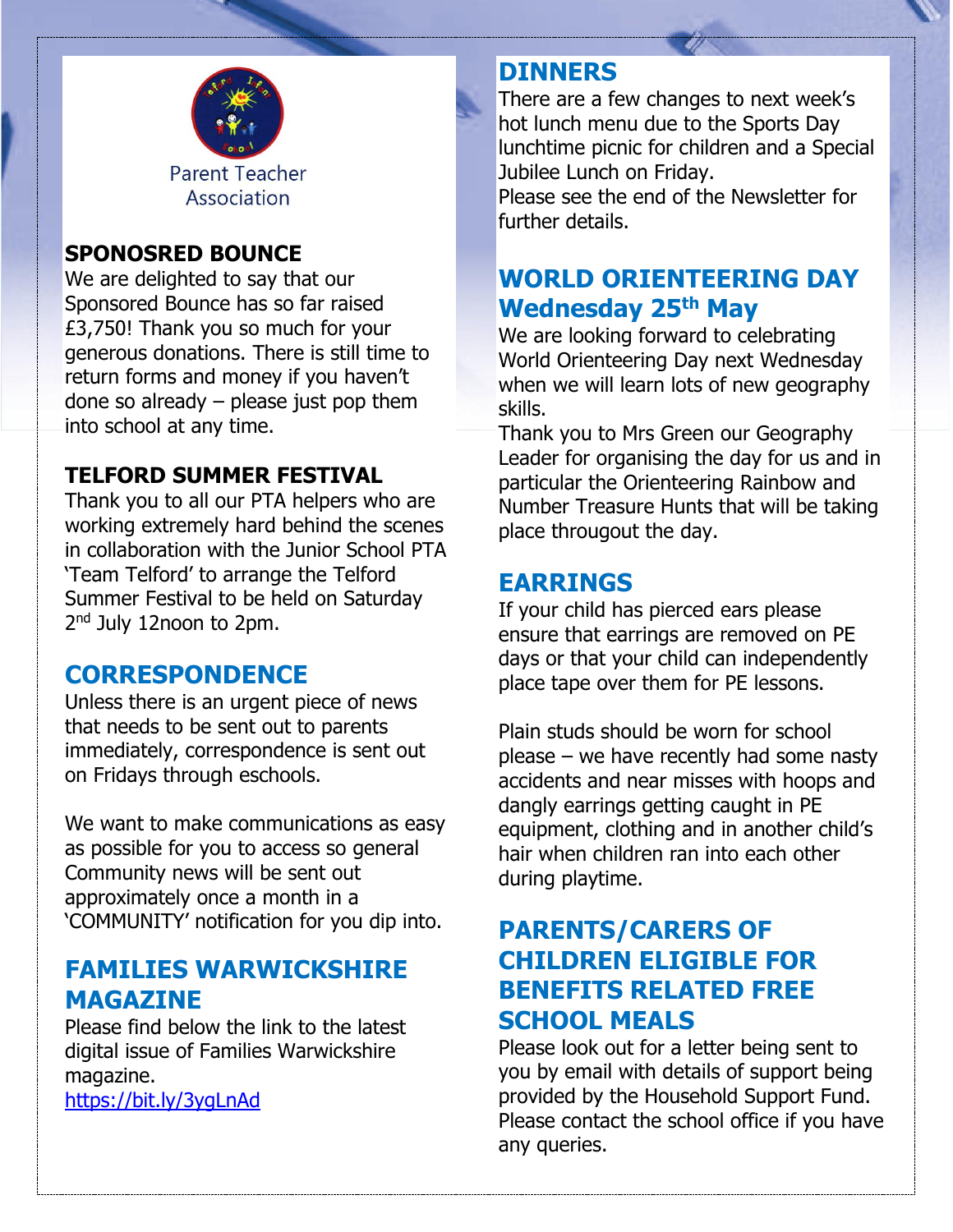Parent Teacher Association

## SPONOSRED BOUNCE

We are delighted to say that our Sponsored Bounce has so far raised £3,750! Thank you so much for your generous donations. There is still time to return forms and money if you haven't done so already – please just pop them into school at any time.

## TELFORD SUMMER FESTIVAL

Thank you to all our PTA helpers who are working extremely hard behind the scenes in collaboration with the Junior School PTA 'Team Telford' to arrange the Telford Summer Festival to be held on Saturday 2nd July 12noon to 2pm.

## CORRESPONDENCE

Unless there is an urgent piece of news that needs to be sent out to parents immediately, correspondence is sent out on Fridays through eschools.

We want to make communications as easy as possible for you to access so general Community news will be sent out approximately once a month in a 'COMMUNITY' notification for you dip into.

## FAMILIES WARWICKSHIRE MAGAZINE

Please find below the link to the latest digital issue of Families Warwickshire magazine.
https://bit.ly/3ygLnAd

## DINNERS

There are a few changes to next week's hot lunch menu due to the Sports Day lunchtime picnic for children and a Special Jubilee Lunch on Friday.
Please see the end of the Newsletter for further details.

## WORLD ORIENTEERING DAY Wednesday 25th May

We are looking forward to celebrating World Orienteering Day next Wednesday when we will learn lots of new geography skills.
Thank you to Mrs Green our Geography Leader for organising the day for us and in particular the Orienteering Rainbow and Number Treasure Hunts that will be taking place througout the day.

## EARRINGS

If your child has pierced ears please ensure that earrings are removed on PE days or that your child can independently place tape over them for PE lessons.

Plain studs should be worn for school please – we have recently had some nasty accidents and near misses with hoops and dangly earrings getting caught in PE equipment, clothing and in another child's hair when children ran into each other during playtime.

## PARENTS/CARERS OF CHILDREN ELIGIBLE FOR BENEFITS RELATED FREE SCHOOL MEALS

Please look out for a letter being sent to you by email with details of support being provided by the Household Support Fund. Please contact the school office if you have any queries.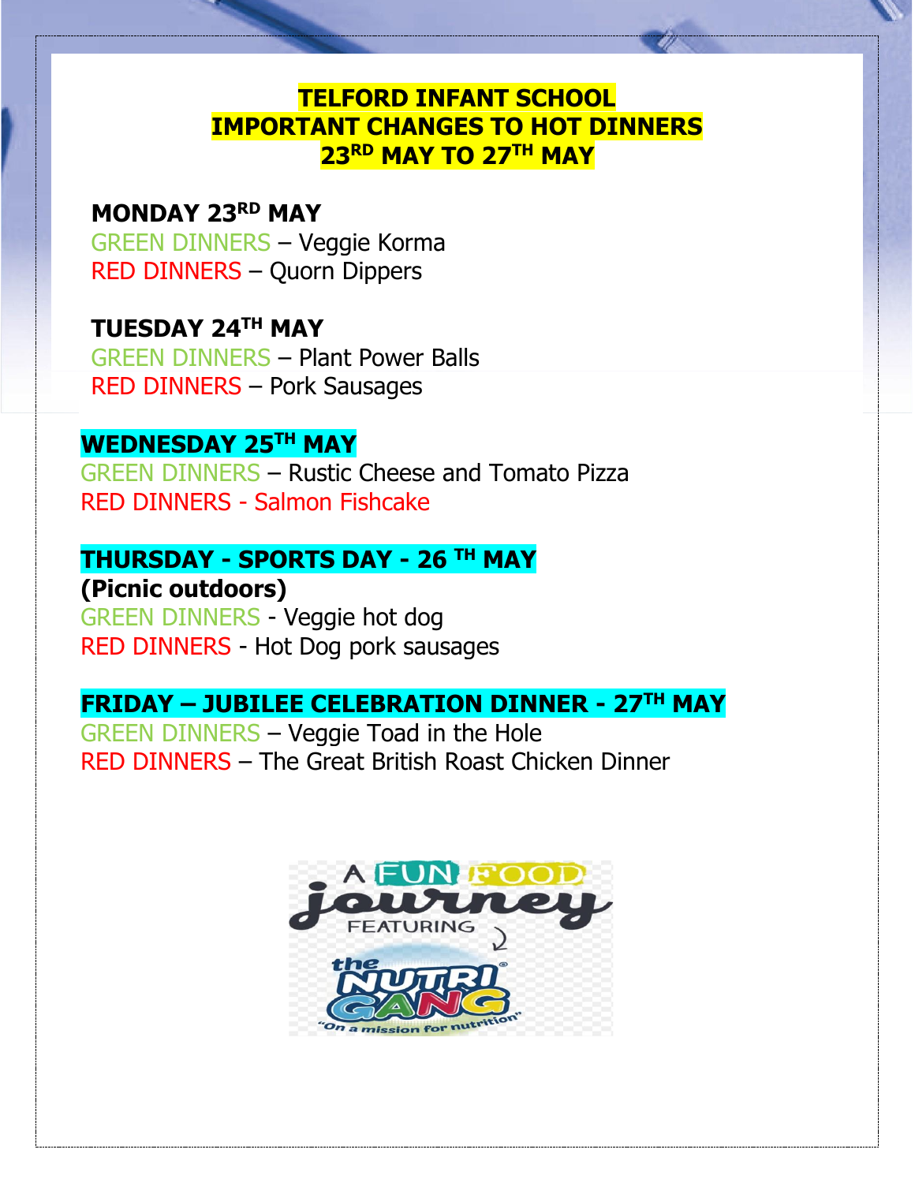# TELFORD INFANT SCHOOL
# IMPORTANT CHANGES TO HOT DINNERS
# 23RD MAY TO 27TH MAY

**MONDAY 23RD MAY**

GREEN DINNERS – Veggie Korma
RED DINNERS – Quorn Dippers

**TUESDAY 24TH MAY**

GREEN DINNERS – Plant Power Balls
RED DINNERS – Pork Sausages

**WEDNESDAY 25TH MAY**

GREEN DINNERS – Rustic Cheese and Tomato Pizza
RED DINNERS - Salmon Fishcake

**THURSDAY - SPORTS DAY - 26 TH MAY**

**(Picnic outdoors)**

GREEN DINNERS - Veggie hot dog
RED DINNERS - Hot Dog pork sausages

**FRIDAY – JUBILEE CELEBRATION DINNER - 27TH MAY**

GREEN DINNERS – Veggie Toad in the Hole
RED DINNERS – The Great British Roast Chicken Dinner

A FUN FOOD journey FEATURING the NUTRI GANG® "On a mission for nutrition"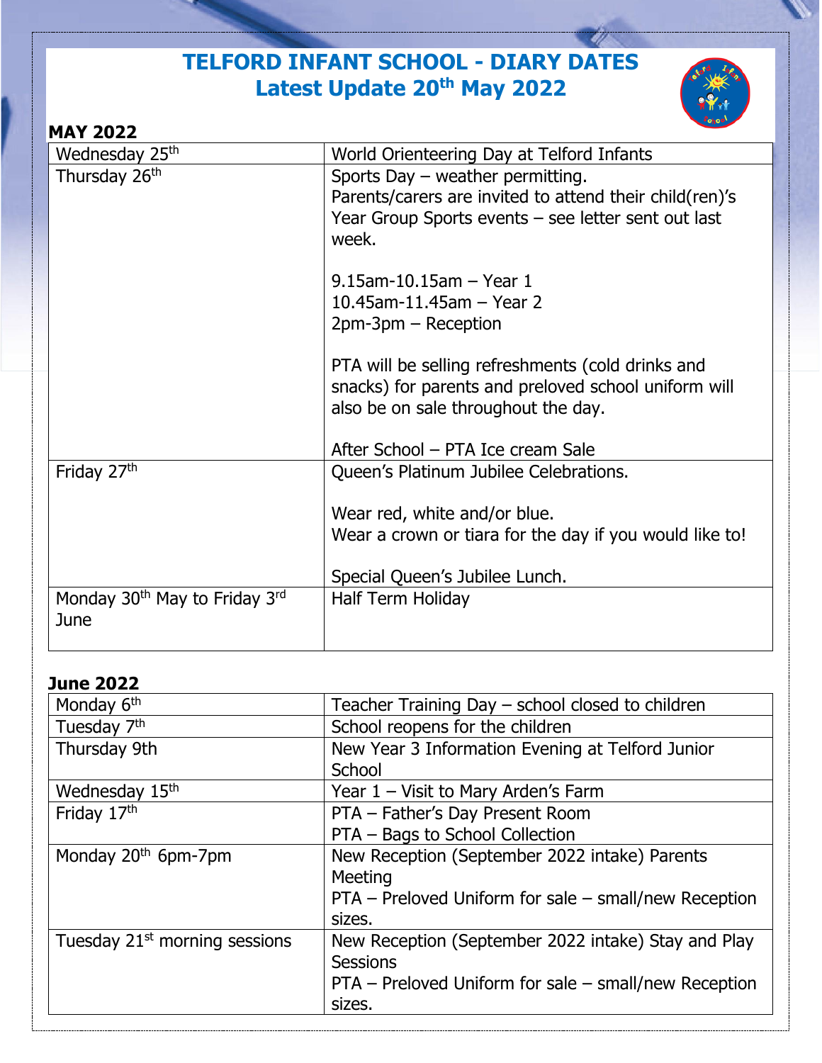# TELFORD INFANT SCHOOL - DIARY DATES
## Latest Update 20th May 2022

**MAY 2022**

| | |
|---|---|
| Wednesday 25th | World Orienteering Day at Telford Infants |
| Thursday 26th | Sports Day – weather permitting.<br>Parents/carers are invited to attend their child(ren)'s Year Group Sports events – see letter sent out last week.<br><br>9.15am-10.15am – Year 1<br>10.45am-11.45am – Year 2<br>2pm-3pm – Reception<br><br>PTA will be selling refreshments (cold drinks and snacks) for parents and preloved school uniform will also be on sale throughout the day.<br><br>After School – PTA Ice cream Sale |
| Friday 27th | Queen's Platinum Jubilee Celebrations.<br><br>Wear red, white and/or blue.<br>Wear a crown or tiara for the day if you would like to!<br><br>Special Queen's Jubilee Lunch. |
| Monday 30th May to Friday 3rd June | Half Term Holiday |

**June 2022**

| | |
|---|---|
| Monday 6th | Teacher Training Day – school closed to children |
| Tuesday 7th | School reopens for the children |
| Thursday 9th | New Year 3 Information Evening at Telford Junior School |
| Wednesday 15th | Year 1 – Visit to Mary Arden's Farm |
| Friday 17th | PTA – Father's Day Present Room<br>PTA – Bags to School Collection |
| Monday 20th 6pm-7pm | New Reception (September 2022 intake) Parents Meeting<br>PTA – Preloved Uniform for sale – small/new Reception sizes. |
| Tuesday 21st morning sessions | New Reception (September 2022 intake) Stay and Play Sessions<br>PTA – Preloved Uniform for sale – small/new Reception sizes. |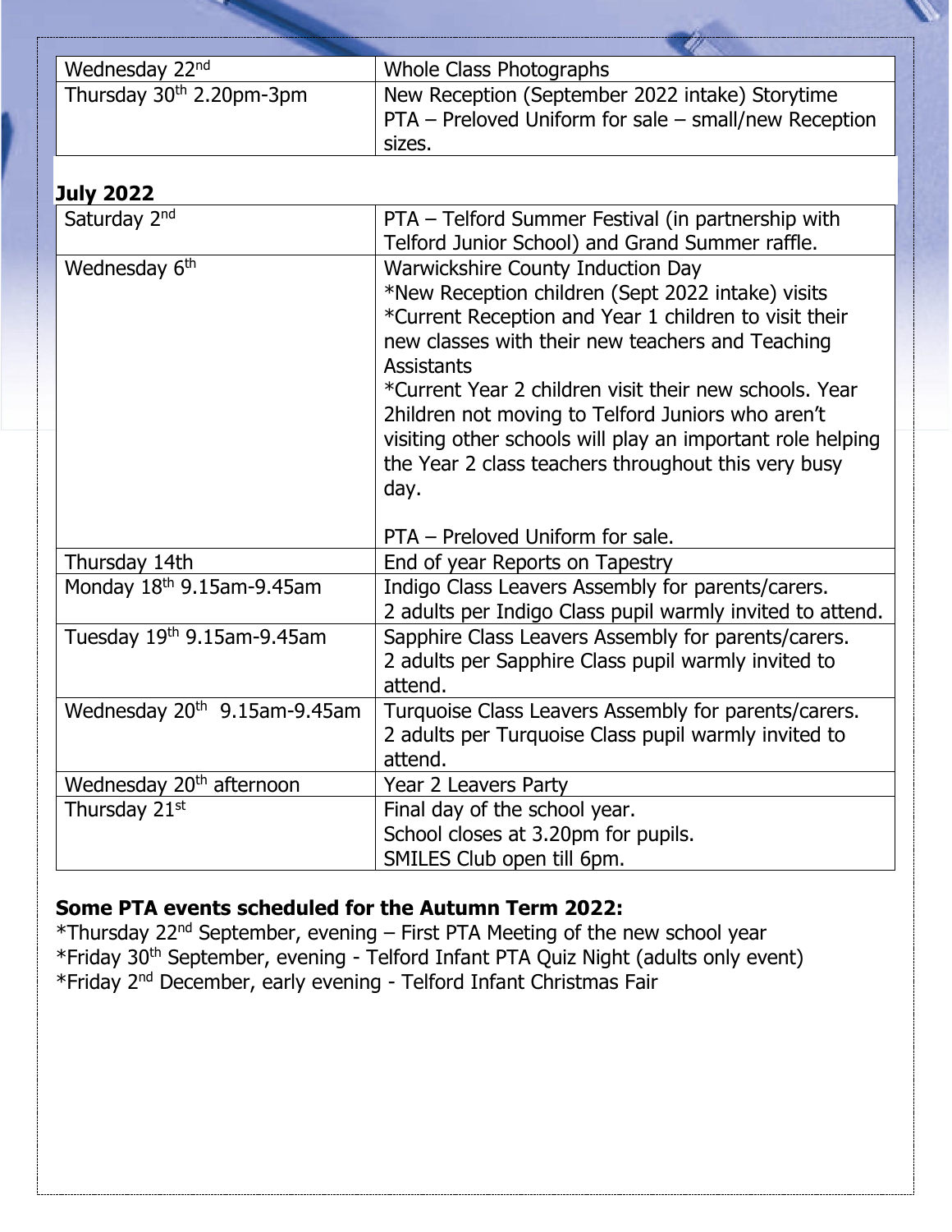| | |
|---|---|
| Wednesday 22nd | Whole Class Photographs |
| Thursday 30th 2.20pm-3pm | New Reception (September 2022 intake) Storytime<br>PTA – Preloved Uniform for sale – small/new Reception sizes. |

**July 2022**

| | |
|---|---|
| Saturday 2nd | PTA – Telford Summer Festival (in partnership with Telford Junior School) and Grand Summer raffle. |
| Wednesday 6th | Warwickshire County Induction Day<br>*New Reception children (Sept 2022 intake) visits<br>*Current Reception and Year 1 children to visit their new classes with their new teachers and Teaching Assistants<br>*Current Year 2 children visit their new schools. Year 2hildren not moving to Telford Juniors who aren't visiting other schools will play an important role helping the Year 2 class teachers throughout this very busy day.<br><br>PTA – Preloved Uniform for sale. |
| Thursday 14th | End of year Reports on Tapestry |
| Monday 18th 9.15am-9.45am | Indigo Class Leavers Assembly for parents/carers.<br>2 adults per Indigo Class pupil warmly invited to attend. |
| Tuesday 19th 9.15am-9.45am | Sapphire Class Leavers Assembly for parents/carers.<br>2 adults per Sapphire Class pupil warmly invited to attend. |
| Wednesday 20th 9.15am-9.45am | Turquoise Class Leavers Assembly for parents/carers.<br>2 adults per Turquoise Class pupil warmly invited to attend. |
| Wednesday 20th afternoon | Year 2 Leavers Party |
| Thursday 21st | Final day of the school year.<br>School closes at 3.20pm for pupils.<br>SMILES Club open till 6pm. |

**Some PTA events scheduled for the Autumn Term 2022:**

*Thursday 22nd September, evening – First PTA Meeting of the new school year
*Friday 30th September, evening - Telford Infant PTA Quiz Night (adults only event)
*Friday 2nd December, early evening - Telford Infant Christmas Fair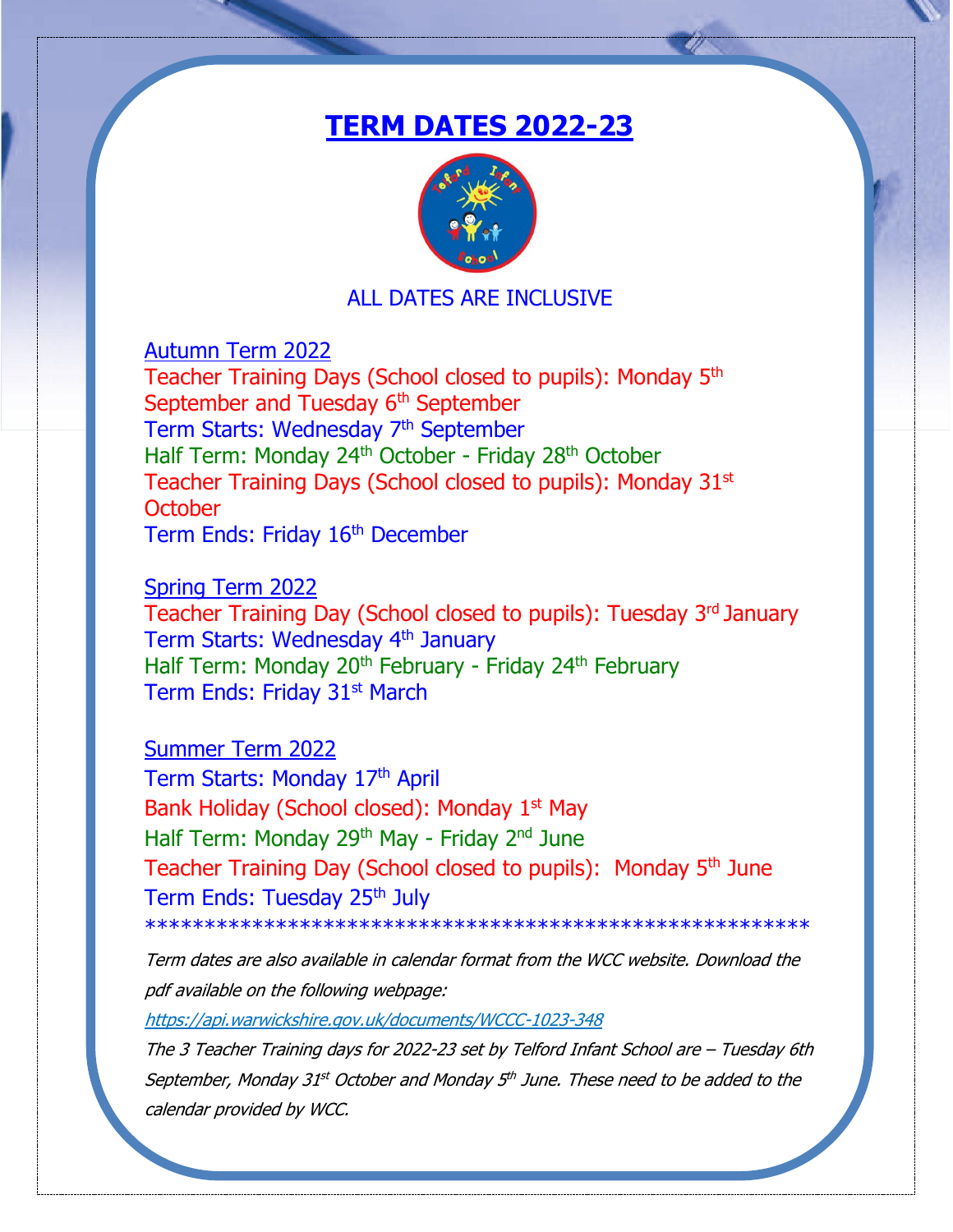# TERM DATES 2022-23

ALL DATES ARE INCLUSIVE

## Autumn Term 2022

Teacher Training Days (School closed to pupils): Monday 5th September and Tuesday 6th September
Term Starts: Wednesday 7th September
Half Term: Monday 24th October - Friday 28th October
Teacher Training Days (School closed to pupils): Monday 31st October
Term Ends: Friday 16th December

## Spring Term 2022

Teacher Training Day (School closed to pupils): Tuesday 3rd January
Term Starts: Wednesday 4th January
Half Term: Monday 20th February - Friday 24th February
Term Ends: Friday 31st March

## Summer Term 2022

Term Starts: Monday 17th April
Bank Holiday (School closed): Monday 1st May
Half Term: Monday 29th May - Friday 2nd June
Teacher Training Day (School closed to pupils): Monday 5th June
Term Ends: Tuesday 25th July

*******************************************************

*Term dates are also available in calendar format from the WCC website. Download the pdf available on the following webpage:*

*https://api.warwickshire.gov.uk/documents/WCCC-1023-348*

*The 3 Teacher Training days for 2022-23 set by Telford Infant School are – Tuesday 6th September, Monday 31st October and Monday 5th June. These need to be added to the calendar provided by WCC.*